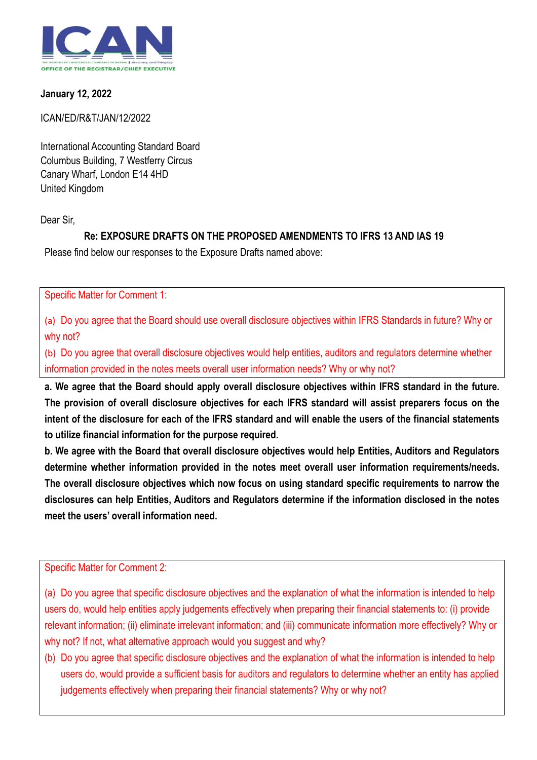ICAN
THE INSTITUTE OF CHARTERED ACCOUNTANTS OF NIGERIA | Accuracy and Integrity
OFFICE OF THE REGISTRAR/CHIEF EXECUTIVE

**January 12, 2022**

ICAN/ED/R&T/JAN/12/2022

International Accounting Standard Board
Columbus Building, 7 Westferry Circus
Canary Wharf, London E14 4HD
United Kingdom

Dear Sir,

**Re: EXPOSURE DRAFTS ON THE PROPOSED AMENDMENTS TO IFRS 13 AND IAS 19**

Please find below our responses to the Exposure Drafts named above:

Specific Matter for Comment 1:

(a) Do you agree that the Board should use overall disclosure objectives within IFRS Standards in future? Why or why not?

(b) Do you agree that overall disclosure objectives would help entities, auditors and regulators determine whether information provided in the notes meets overall user information needs? Why or why not?

**a. We agree that the Board should apply overall disclosure objectives within IFRS standard in the future. The provision of overall disclosure objectives for each IFRS standard will assist preparers focus on the intent of the disclosure for each of the IFRS standard and will enable the users of the financial statements to utilize financial information for the purpose required.**

**b. We agree with the Board that overall disclosure objectives would help Entities, Auditors and Regulators determine whether information provided in the notes meet overall user information requirements/needs. The overall disclosure objectives which now focus on using standard specific requirements to narrow the disclosures can help Entities, Auditors and Regulators determine if the information disclosed in the notes meet the users' overall information need.**

Specific Matter for Comment 2:

(a) Do you agree that specific disclosure objectives and the explanation of what the information is intended to help users do, would help entities apply judgements effectively when preparing their financial statements to: (i) provide relevant information; (ii) eliminate irrelevant information; and (iii) communicate information more effectively? Why or why not? If not, what alternative approach would you suggest and why?

(b) Do you agree that specific disclosure objectives and the explanation of what the information is intended to help users do, would provide a sufficient basis for auditors and regulators to determine whether an entity has applied judgements effectively when preparing their financial statements? Why or why not?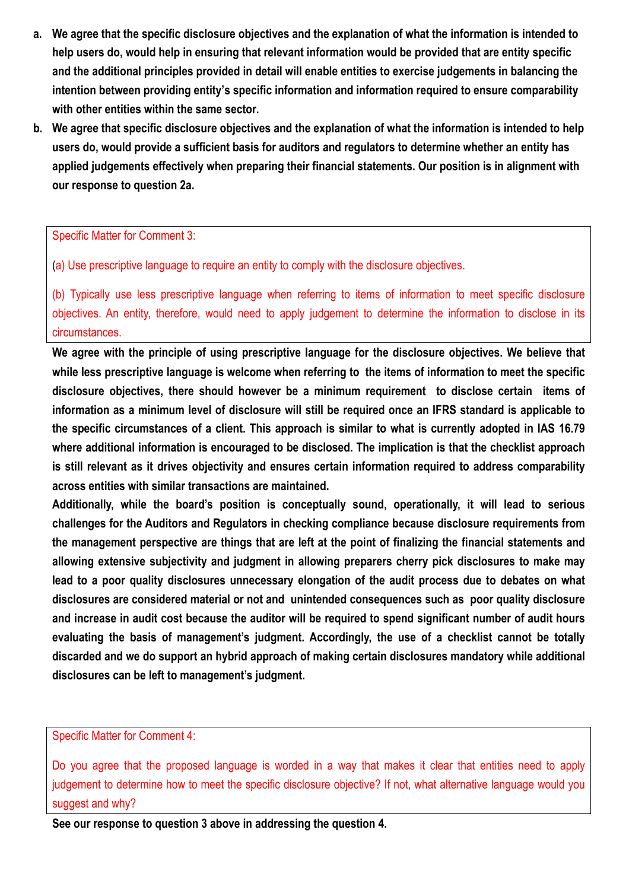a. **We agree that the specific disclosure objectives and the explanation of what the information is intended to help users do, would help in ensuring that relevant information would be provided that are entity specific and the additional principles provided in detail will enable entities to exercise judgements in balancing the intention between providing entity's specific information and information required to ensure comparability with other entities within the same sector.**

b. **We agree that specific disclosure objectives and the explanation of what the information is intended to help users do, would provide a sufficient basis for auditors and regulators to determine whether an entity has applied judgements effectively when preparing their financial statements. Our position is in alignment with our response to question 2a.**

Specific Matter for Comment 3:

(a) Use prescriptive language to require an entity to comply with the disclosure objectives.

(b) Typically use less prescriptive language when referring to items of information to meet specific disclosure objectives. An entity, therefore, would need to apply judgement to determine the information to disclose in its circumstances.

**We agree with the principle of using prescriptive language for the disclosure objectives. We believe that while less prescriptive language is welcome when referring to the items of information to meet the specific disclosure objectives, there should however be a minimum requirement to disclose certain items of information as a minimum level of disclosure will still be required once an IFRS standard is applicable to the specific circumstances of a client. This approach is similar to what is currently adopted in IAS 16.79 where additional information is encouraged to be disclosed. The implication is that the checklist approach is still relevant as it drives objectivity and ensures certain information required to address comparability across entities with similar transactions are maintained.**

**Additionally, while the board's position is conceptually sound, operationally, it will lead to serious challenges for the Auditors and Regulators in checking compliance because disclosure requirements from the management perspective are things that are left at the point of finalizing the financial statements and allowing extensive subjectivity and judgment in allowing preparers cherry pick disclosures to make may lead to a poor quality disclosures unnecessary elongation of the audit process due to debates on what disclosures are considered material or not and unintended consequences such as poor quality disclosure and increase in audit cost because the auditor will be required to spend significant number of audit hours evaluating the basis of management's judgment. Accordingly, the use of a checklist cannot be totally discarded and we do support an hybrid approach of making certain disclosures mandatory while additional disclosures can be left to management's judgment.**

Specific Matter for Comment 4:

Do you agree that the proposed language is worded in a way that makes it clear that entities need to apply judgement to determine how to meet the specific disclosure objective? If not, what alternative language would you suggest and why?

**See our response to question 3 above in addressing the question 4.**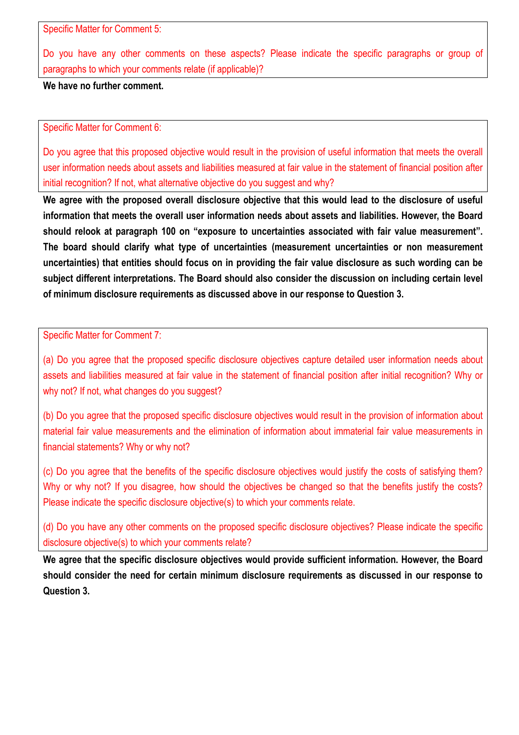Specific Matter for Comment 5:

Do you have any other comments on these aspects? Please indicate the specific paragraphs or group of paragraphs to which your comments relate (if applicable)?

**We have no further comment.**

Specific Matter for Comment 6:

Do you agree that this proposed objective would result in the provision of useful information that meets the overall user information needs about assets and liabilities measured at fair value in the statement of financial position after initial recognition? If not, what alternative objective do you suggest and why?

**We agree with the proposed overall disclosure objective that this would lead to the disclosure of useful information that meets the overall user information needs about assets and liabilities. However, the Board should relook at paragraph 100 on "exposure to uncertainties associated with fair value measurement". The board should clarify what type of uncertainties (measurement uncertainties or non measurement uncertainties) that entities should focus on in providing the fair value disclosure as such wording can be subject different interpretations. The Board should also consider the discussion on including certain level of minimum disclosure requirements as discussed above in our response to Question 3.**

Specific Matter for Comment 7:

(a) Do you agree that the proposed specific disclosure objectives capture detailed user information needs about assets and liabilities measured at fair value in the statement of financial position after initial recognition? Why or why not? If not, what changes do you suggest?

(b) Do you agree that the proposed specific disclosure objectives would result in the provision of information about material fair value measurements and the elimination of information about immaterial fair value measurements in financial statements? Why or why not?

(c) Do you agree that the benefits of the specific disclosure objectives would justify the costs of satisfying them? Why or why not? If you disagree, how should the objectives be changed so that the benefits justify the costs? Please indicate the specific disclosure objective(s) to which your comments relate.

(d) Do you have any other comments on the proposed specific disclosure objectives? Please indicate the specific disclosure objective(s) to which your comments relate?

**We agree that the specific disclosure objectives would provide sufficient information. However, the Board should consider the need for certain minimum disclosure requirements as discussed in our response to Question 3.**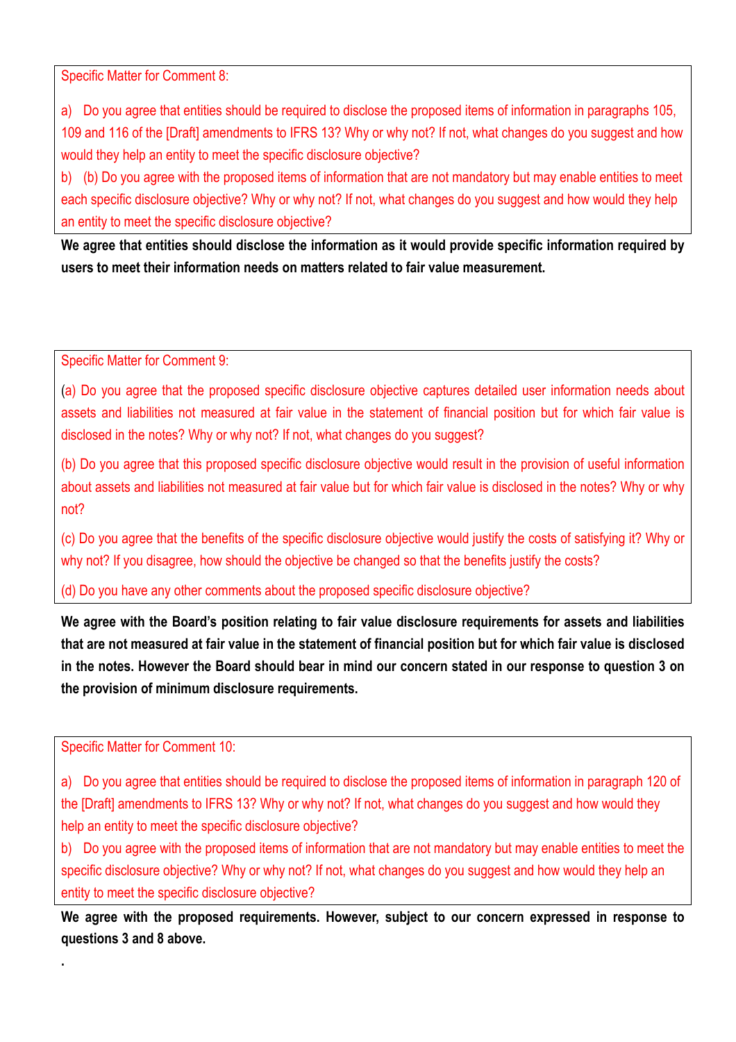Specific Matter for Comment 8:

a) Do you agree that entities should be required to disclose the proposed items of information in paragraphs 105, 109 and 116 of the [Draft] amendments to IFRS 13? Why or why not? If not, what changes do you suggest and how would they help an entity to meet the specific disclosure objective?

b) (b) Do you agree with the proposed items of information that are not mandatory but may enable entities to meet each specific disclosure objective? Why or why not? If not, what changes do you suggest and how would they help an entity to meet the specific disclosure objective?

**We agree that entities should disclose the information as it would provide specific information required by users to meet their information needs on matters related to fair value measurement.**

Specific Matter for Comment 9:

(a) Do you agree that the proposed specific disclosure objective captures detailed user information needs about assets and liabilities not measured at fair value in the statement of financial position but for which fair value is disclosed in the notes? Why or why not? If not, what changes do you suggest?

(b) Do you agree that this proposed specific disclosure objective would result in the provision of useful information about assets and liabilities not measured at fair value but for which fair value is disclosed in the notes? Why or why not?

(c) Do you agree that the benefits of the specific disclosure objective would justify the costs of satisfying it? Why or why not? If you disagree, how should the objective be changed so that the benefits justify the costs?

(d) Do you have any other comments about the proposed specific disclosure objective?

**We agree with the Board's position relating to fair value disclosure requirements for assets and liabilities that are not measured at fair value in the statement of financial position but for which fair value is disclosed in the notes. However the Board should bear in mind our concern stated in our response to question 3 on the provision of minimum disclosure requirements.**

Specific Matter for Comment 10:

a) Do you agree that entities should be required to disclose the proposed items of information in paragraph 120 of the [Draft] amendments to IFRS 13? Why or why not? If not, what changes do you suggest and how would they help an entity to meet the specific disclosure objective?

b) Do you agree with the proposed items of information that are not mandatory but may enable entities to meet the specific disclosure objective? Why or why not? If not, what changes do you suggest and how would they help an entity to meet the specific disclosure objective?

**We agree with the proposed requirements. However, subject to our concern expressed in response to questions 3 and 8 above.**

.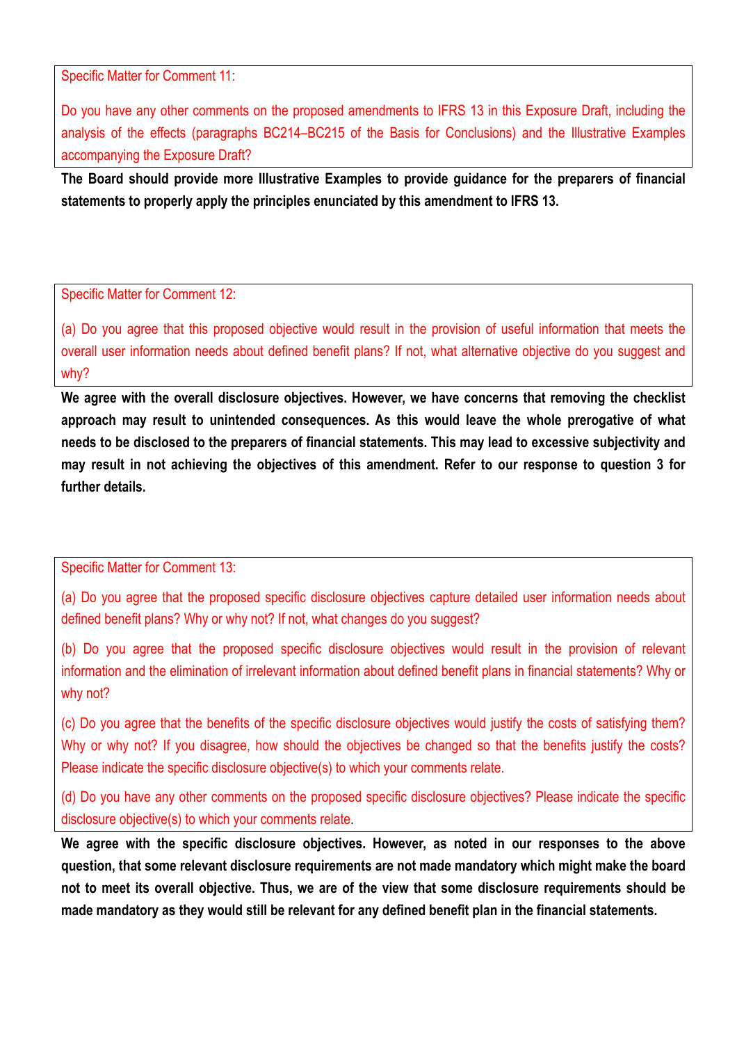Specific Matter for Comment 11:

Do you have any other comments on the proposed amendments to IFRS 13 in this Exposure Draft, including the analysis of the effects (paragraphs BC214–BC215 of the Basis for Conclusions) and the Illustrative Examples accompanying the Exposure Draft?

**The Board should provide more Illustrative Examples to provide guidance for the preparers of financial statements to properly apply the principles enunciated by this amendment to IFRS 13.**

Specific Matter for Comment 12:

(a) Do you agree that this proposed objective would result in the provision of useful information that meets the overall user information needs about defined benefit plans? If not, what alternative objective do you suggest and why?

**We agree with the overall disclosure objectives. However, we have concerns that removing the checklist approach may result to unintended consequences. As this would leave the whole prerogative of what needs to be disclosed to the preparers of financial statements. This may lead to excessive subjectivity and may result in not achieving the objectives of this amendment. Refer to our response to question 3 for further details.**

Specific Matter for Comment 13:

(a) Do you agree that the proposed specific disclosure objectives capture detailed user information needs about defined benefit plans? Why or why not? If not, what changes do you suggest?

(b) Do you agree that the proposed specific disclosure objectives would result in the provision of relevant information and the elimination of irrelevant information about defined benefit plans in financial statements? Why or why not?

(c) Do you agree that the benefits of the specific disclosure objectives would justify the costs of satisfying them? Why or why not? If you disagree, how should the objectives be changed so that the benefits justify the costs? Please indicate the specific disclosure objective(s) to which your comments relate.

(d) Do you have any other comments on the proposed specific disclosure objectives? Please indicate the specific disclosure objective(s) to which your comments relate.

**We agree with the specific disclosure objectives. However, as noted in our responses to the above question, that some relevant disclosure requirements are not made mandatory which might make the board not to meet its overall objective. Thus, we are of the view that some disclosure requirements should be made mandatory as they would still be relevant for any defined benefit plan in the financial statements.**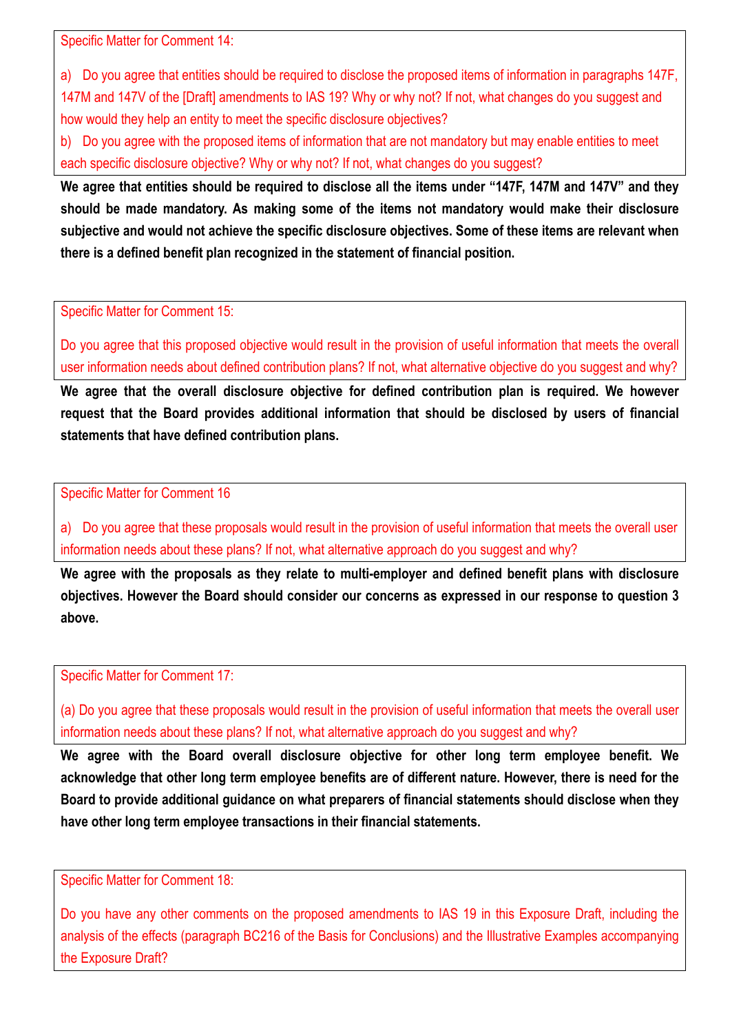Specific Matter for Comment 14:

a) Do you agree that entities should be required to disclose the proposed items of information in paragraphs 147F, 147M and 147V of the [Draft] amendments to IAS 19? Why or why not? If not, what changes do you suggest and how would they help an entity to meet the specific disclosure objectives?

b) Do you agree with the proposed items of information that are not mandatory but may enable entities to meet each specific disclosure objective? Why or why not? If not, what changes do you suggest?

**We agree that entities should be required to disclose all the items under "147F, 147M and 147V" and they should be made mandatory. As making some of the items not mandatory would make their disclosure subjective and would not achieve the specific disclosure objectives. Some of these items are relevant when there is a defined benefit plan recognized in the statement of financial position.**

Specific Matter for Comment 15:

Do you agree that this proposed objective would result in the provision of useful information that meets the overall user information needs about defined contribution plans? If not, what alternative objective do you suggest and why?

**We agree that the overall disclosure objective for defined contribution plan is required. We however request that the Board provides additional information that should be disclosed by users of financial statements that have defined contribution plans.**

Specific Matter for Comment 16

a) Do you agree that these proposals would result in the provision of useful information that meets the overall user information needs about these plans? If not, what alternative approach do you suggest and why?

**We agree with the proposals as they relate to multi-employer and defined benefit plans with disclosure objectives. However the Board should consider our concerns as expressed in our response to question 3 above.**

Specific Matter for Comment 17:

(a) Do you agree that these proposals would result in the provision of useful information that meets the overall user information needs about these plans? If not, what alternative approach do you suggest and why?

**We agree with the Board overall disclosure objective for other long term employee benefit. We acknowledge that other long term employee benefits are of different nature. However, there is need for the Board to provide additional guidance on what preparers of financial statements should disclose when they have other long term employee transactions in their financial statements.**

Specific Matter for Comment 18:

Do you have any other comments on the proposed amendments to IAS 19 in this Exposure Draft, including the analysis of the effects (paragraph BC216 of the Basis for Conclusions) and the Illustrative Examples accompanying the Exposure Draft?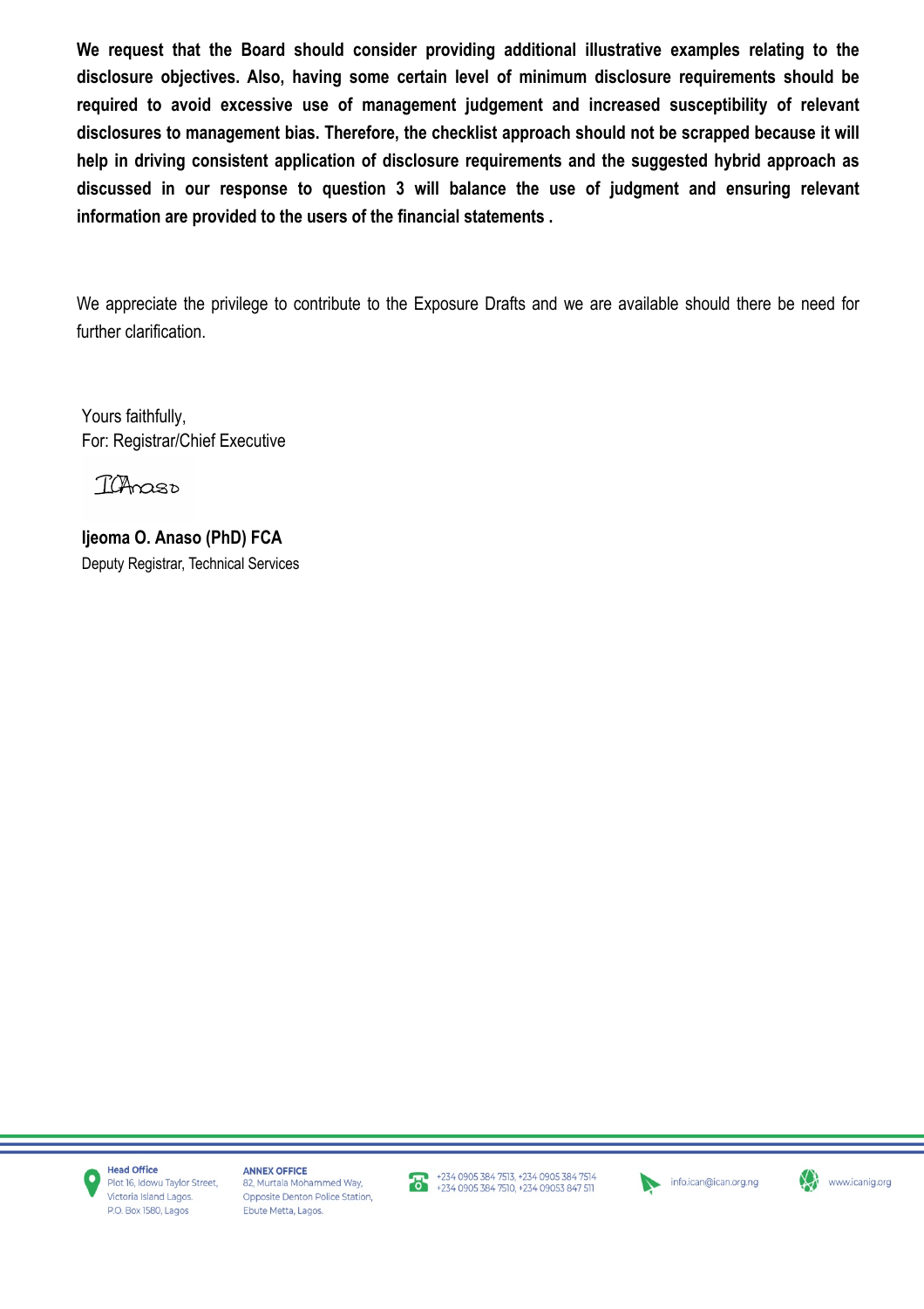**We request that the Board should consider providing additional illustrative examples relating to the disclosure objectives. Also, having some certain level of minimum disclosure requirements should be required to avoid excessive use of management judgement and increased susceptibility of relevant disclosures to management bias. Therefore, the checklist approach should not be scrapped because it will help in driving consistent application of disclosure requirements and the suggested hybrid approach as discussed in our response to question 3 will balance the use of judgment and ensuring relevant information are provided to the users of the financial statements .**

We appreciate the privilege to contribute to the Exposure Drafts and we are available should there be need for further clarification.

Yours faithfully,
For: Registrar/Chief Executive

**Ijeoma O. Anaso (PhD) FCA**
Deputy Registrar, Technical Services